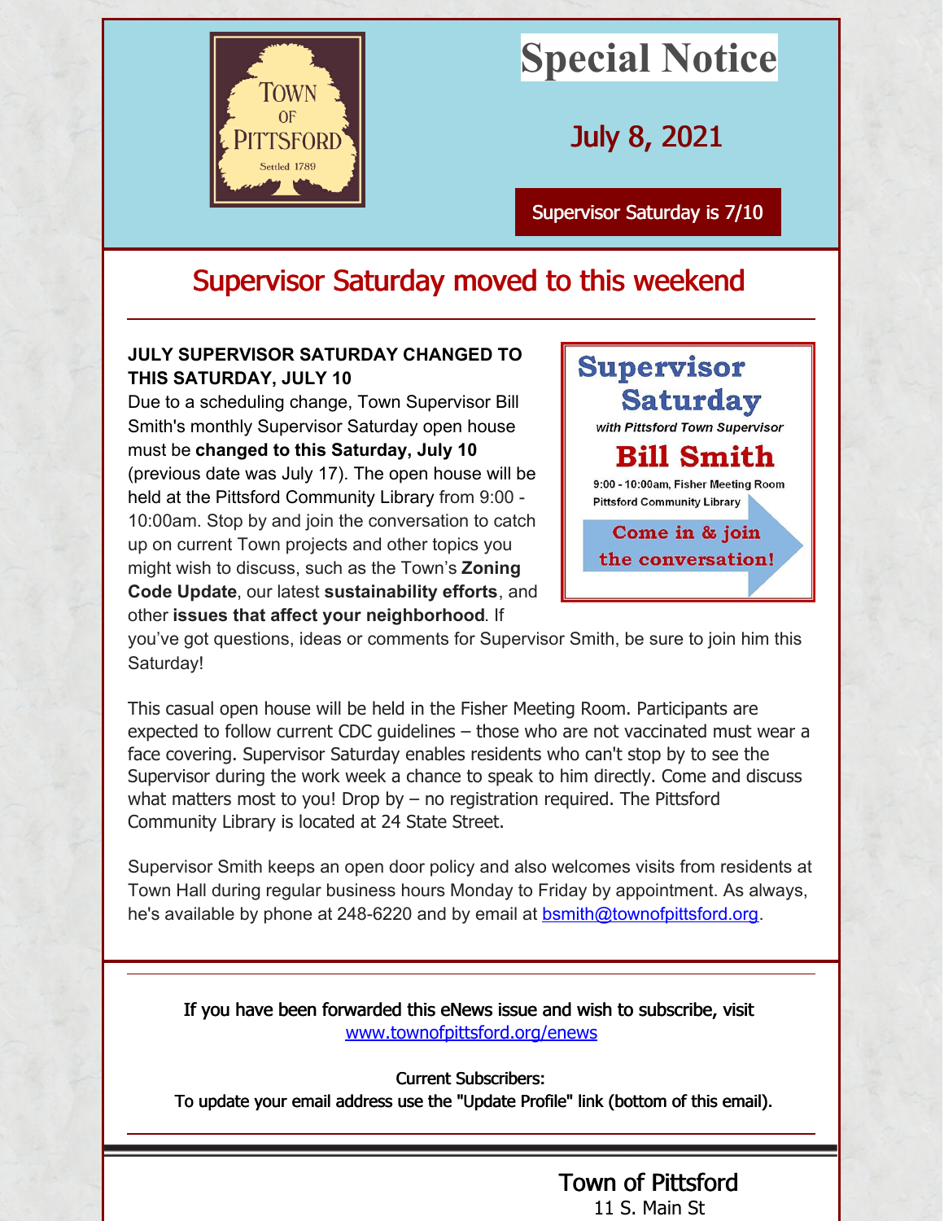# Special Notice

## July 8, 2021

Supervisor Saturday is 7/10

## Supervisor Saturday moved to this weekend

**JULY SUPERVISOR SATURDAY CHANGED TO THIS SATURDAY, JULY 10**

Due to a scheduling change, Town Supervisor Bill Smith's monthly Supervisor Saturday open house must be **changed to this Saturday, July 10** (previous date was July 17). The open house will be held at the Pittsford Community Library from 9:00 - 10:00am. Stop by and join the conversation to catch up on current Town projects and other topics you might wish to discuss, such as the Town's **Zoning Code Update**, our latest **sustainability efforts**, and other **issues that affect your neighborhood**. If you've got questions, ideas or comments for Supervisor Smith, be sure to join him this Saturday!

**Supervisor Saturday**
*with Pittsford Town Supervisor*
**Bill Smith**
9:00 - 10:00am, Fisher Meeting Room
Pittsford Community Library
**Come in & join the conversation!**

This casual open house will be held in the Fisher Meeting Room. Participants are expected to follow current CDC guidelines – those who are not vaccinated must wear a face covering. Supervisor Saturday enables residents who can't stop by to see the Supervisor during the work week a chance to speak to him directly. Come and discuss what matters most to you! Drop by – no registration required. The Pittsford Community Library is located at 24 State Street.

Supervisor Smith keeps an open door policy and also welcomes visits from residents at Town Hall during regular business hours Monday to Friday by appointment. As always, he's available by phone at 248-6220 and by email at bsmith@townofpittsford.org.

If you have been forwarded this eNews issue and wish to subscribe, visit www.townofpittsford.org/enews

Current Subscribers:
To update your email address use the "Update Profile" link (bottom of this email).

Town of Pittsford
11 S. Main St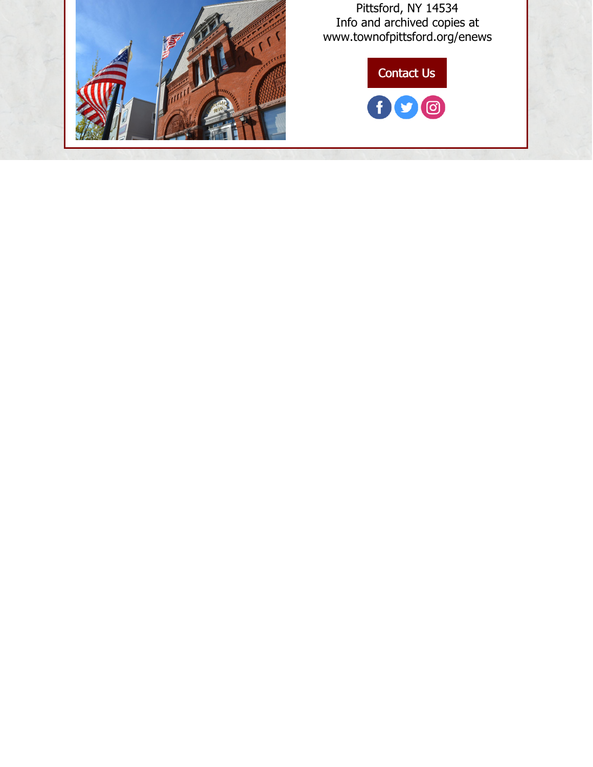Pittsford, NY 14534
Info and archived copies at
www.townofpittsford.org/enews

Contact Us